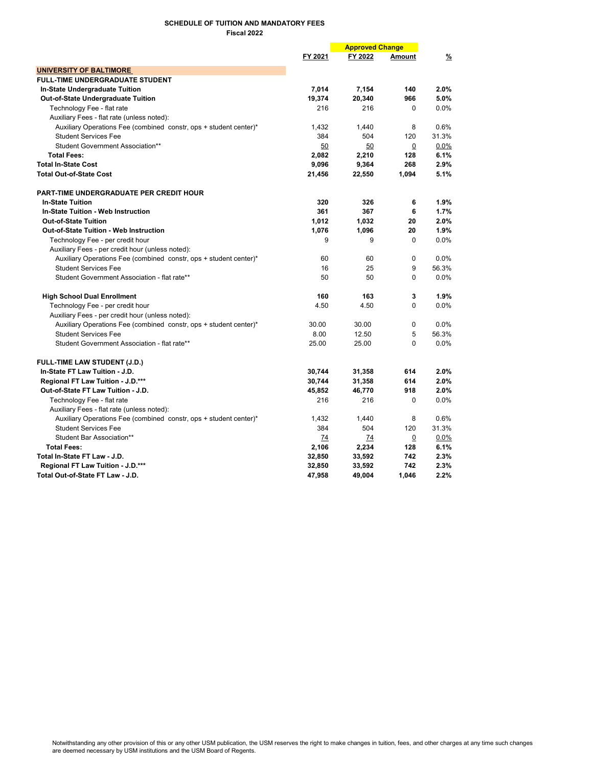**SCHEDULE OF TUITION AND MANDATORY FEES**
**Fiscal 2022**

| | FY 2021 | Approved Change FY 2022 | Amount | % |
|---|---|---|---|---|
| **UNIVERSITY OF BALTIMORE** | | | | |
| **FULL-TIME UNDERGRADUATE STUDENT** | | | | |
| **In-State Undergraduate Tuition** | **7,014** | **7,154** | **140** | **2.0%** |
| **Out-of-State Undergraduate Tuition** | **19,374** | **20,340** | **966** | **5.0%** |
| Technology Fee - flat rate | 216 | 216 | 0 | 0.0% |
| Auxiliary Fees - flat rate (unless noted): | | | | |
| Auxiliary Operations Fee (combined constr, ops + student center)* | 1,432 | 1,440 | 8 | 0.6% |
| Student Services Fee | 384 | 504 | 120 | 31.3% |
| Student Government Association** | 50 | 50 | 0 | 0.0% |
| **Total Fees:** | **2,082** | **2,210** | **128** | **6.1%** |
| **Total In-State Cost** | **9,096** | **9,364** | **268** | **2.9%** |
| **Total Out-of-State Cost** | **21,456** | **22,550** | **1,094** | **5.1%** |
| | | | | |
| **PART-TIME UNDERGRADUATE PER CREDIT HOUR** | | | | |
| **In-State Tuition** | **320** | **326** | **6** | **1.9%** |
| **In-State Tuition - Web Instruction** | **361** | **367** | **6** | **1.7%** |
| **Out-of-State Tuition** | **1,012** | **1,032** | **20** | **2.0%** |
| **Out-of-State Tuition - Web Instruction** | **1,076** | **1,096** | **20** | **1.9%** |
| Technology Fee - per credit hour | 9 | 9 | 0 | 0.0% |
| Auxiliary Fees - per credit hour (unless noted): | | | | |
| Auxiliary Operations Fee (combined constr, ops + student center)* | 60 | 60 | 0 | 0.0% |
| Student Services Fee | 16 | 25 | 9 | 56.3% |
| Student Government Association - flat rate** | 50 | 50 | 0 | 0.0% |
| | | | | |
| **High School Dual Enrollment** | **160** | **163** | **3** | **1.9%** |
| Technology Fee - per credit hour | 4.50 | 4.50 | 0 | 0.0% |
| Auxiliary Fees - per credit hour (unless noted): | | | | |
| Auxiliary Operations Fee (combined constr, ops + student center)* | 30.00 | 30.00 | 0 | 0.0% |
| Student Services Fee | 8.00 | 12.50 | 5 | 56.3% |
| Student Government Association - flat rate** | 25.00 | 25.00 | 0 | 0.0% |
| | | | | |
| **FULL-TIME LAW STUDENT (J.D.)** | | | | |
| **In-State FT Law Tuition - J.D.** | **30,744** | **31,358** | **614** | **2.0%** |
| **Regional FT Law Tuition - J.D.*** ** | **30,744** | **31,358** | **614** | **2.0%** |
| **Out-of-State FT Law Tuition - J.D.** | **45,852** | **46,770** | **918** | **2.0%** |
| Technology Fee - flat rate | 216 | 216 | 0 | 0.0% |
| Auxiliary Fees - flat rate (unless noted): | | | | |
| Auxiliary Operations Fee (combined constr, ops + student center)* | 1,432 | 1,440 | 8 | 0.6% |
| Student Services Fee | 384 | 504 | 120 | 31.3% |
| Student Bar Association** | 74 | 74 | 0 | 0.0% |
| **Total Fees:** | **2,106** | **2,234** | **128** | **6.1%** |
| **Total In-State FT Law - J.D.** | **32,850** | **33,592** | **742** | **2.3%** |
| **Regional FT Law Tuition - J.D.*** ** | **32,850** | **33,592** | **742** | **2.3%** |
| **Total Out-of-State FT Law - J.D.** | **47,958** | **49,004** | **1,046** | **2.2%** |

Notwithstanding any other provision of this or any other USM publication, the USM reserves the right to make changes in tuition, fees, and other charges at any time such changes are deemed necessary by USM institutions and the USM Board of Regents.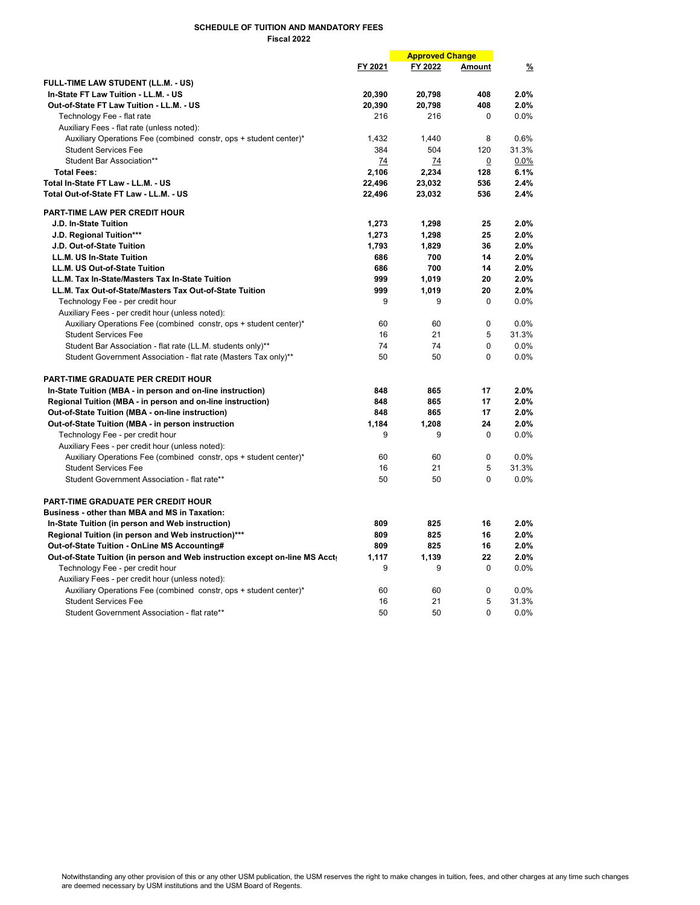**SCHEDULE OF TUITION AND MANDATORY FEES**
**Fiscal 2022**

| | | Approved Change | | |
|---|---|---|---|---|
| | FY 2021 | FY 2022 | Amount | % |
| **FULL-TIME LAW STUDENT (LL.M. - US)** | | | | |
| **In-State FT Law Tuition - LL.M. - US** | **20,390** | **20,798** | **408** | **2.0%** |
| **Out-of-State FT Law Tuition - LL.M. - US** | **20,390** | **20,798** | **408** | **2.0%** |
| Technology Fee - flat rate | 216 | 216 | 0 | 0.0% |
| Auxiliary Fees - flat rate (unless noted): | | | | |
| Auxiliary Operations Fee (combined constr, ops + student center)* | 1,432 | 1,440 | 8 | 0.6% |
| Student Services Fee | 384 | 504 | 120 | 31.3% |
| Student Bar Association** | 74 | 74 | 0 | 0.0% |
| **Total Fees:** | **2,106** | **2,234** | **128** | **6.1%** |
| **Total In-State FT Law - LL.M. - US** | **22,496** | **23,032** | **536** | **2.4%** |
| **Total Out-of-State FT Law - LL.M. - US** | **22,496** | **23,032** | **536** | **2.4%** |
| | | | | |
| **PART-TIME LAW PER CREDIT HOUR** | | | | |
| **J.D. In-State Tuition** | **1,273** | **1,298** | **25** | **2.0%** |
| **J.D. Regional Tuition***** | **1,273** | **1,298** | **25** | **2.0%** |
| **J.D. Out-of-State Tuition** | **1,793** | **1,829** | **36** | **2.0%** |
| **LL.M. US In-State Tuition** | **686** | **700** | **14** | **2.0%** |
| **LL.M. US Out-of-State Tuition** | **686** | **700** | **14** | **2.0%** |
| **LL.M. Tax In-State/Masters Tax In-State Tuition** | **999** | **1,019** | **20** | **2.0%** |
| **LL.M. Tax Out-of-State/Masters Tax Out-of-State Tuition** | **999** | **1,019** | **20** | **2.0%** |
| Technology Fee - per credit hour | 9 | 9 | 0 | 0.0% |
| Auxiliary Fees - per credit hour (unless noted): | | | | |
| Auxiliary Operations Fee (combined constr, ops + student center)* | 60 | 60 | 0 | 0.0% |
| Student Services Fee | 16 | 21 | 5 | 31.3% |
| Student Bar Association - flat rate (LL.M. students only)** | 74 | 74 | 0 | 0.0% |
| Student Government Association - flat rate (Masters Tax only)** | 50 | 50 | 0 | 0.0% |
| | | | | |
| **PART-TIME GRADUATE PER CREDIT HOUR** | | | | |
| **In-State Tuition (MBA - in person and on-line instruction)** | **848** | **865** | **17** | **2.0%** |
| **Regional Tuition (MBA - in person and on-line instruction)** | **848** | **865** | **17** | **2.0%** |
| **Out-of-State Tuition (MBA - on-line instruction)** | **848** | **865** | **17** | **2.0%** |
| **Out-of-State Tuition (MBA - in person instruction** | **1,184** | **1,208** | **24** | **2.0%** |
| Technology Fee - per credit hour | 9 | 9 | 0 | 0.0% |
| Auxiliary Fees - per credit hour (unless noted): | | | | |
| Auxiliary Operations Fee (combined constr, ops + student center)* | 60 | 60 | 0 | 0.0% |
| Student Services Fee | 16 | 21 | 5 | 31.3% |
| Student Government Association - flat rate** | 50 | 50 | 0 | 0.0% |
| | | | | |
| **PART-TIME GRADUATE PER CREDIT HOUR** | | | | |
| **Business - other than MBA and MS in Taxation:** | | | | |
| **In-State Tuition (in person and Web instruction)** | **809** | **825** | **16** | **2.0%** |
| **Regional Tuition (in person and Web instruction)***** | **809** | **825** | **16** | **2.0%** |
| **Out-of-State Tuition - OnLine MS Accounting#** | **809** | **825** | **16** | **2.0%** |
| **Out-of-State Tuition (in person and Web instruction except on-line MS Acct** | **1,117** | **1,139** | **22** | **2.0%** |
| Technology Fee - per credit hour | 9 | 9 | 0 | 0.0% |
| Auxiliary Fees - per credit hour (unless noted): | | | | |
| Auxiliary Operations Fee (combined constr, ops + student center)* | 60 | 60 | 0 | 0.0% |
| Student Services Fee | 16 | 21 | 5 | 31.3% |
| Student Government Association - flat rate** | 50 | 50 | 0 | 0.0% |

Notwithstanding any other provision of this or any other USM publication, the USM reserves the right to make changes in tuition, fees, and other charges at any time such changes are deemed necessary by USM institutions and the USM Board of Regents.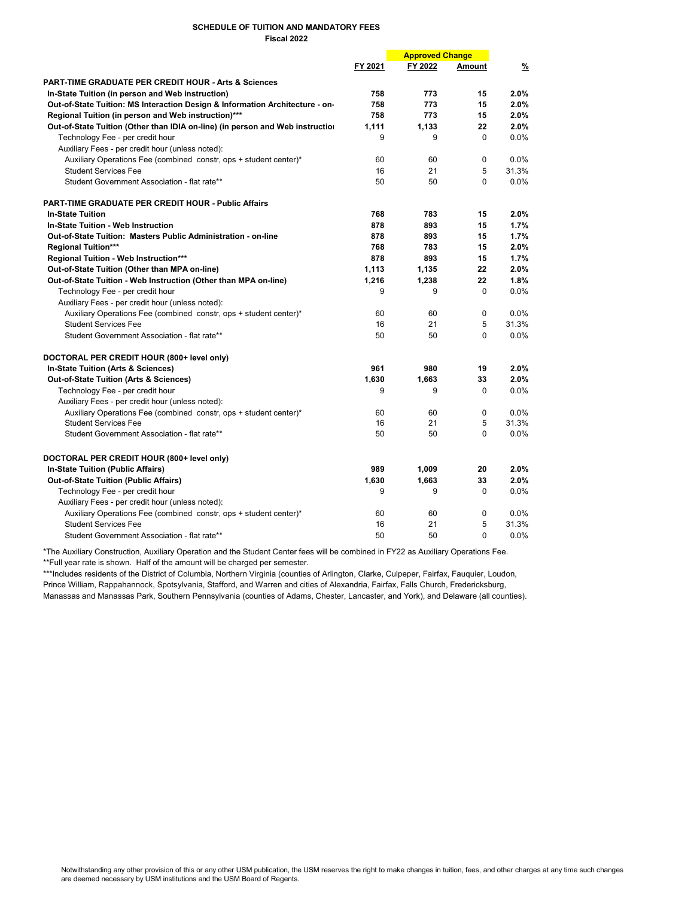**SCHEDULE OF TUITION AND MANDATORY FEES**
**Fiscal 2022**

| | | Approved Change | | |
|---|---|---|---|---|
| | FY 2021 | FY 2022 | Amount | % |
| **PART-TIME GRADUATE PER CREDIT HOUR - Arts & Sciences** | | | | |
| **In-State Tuition (in person and Web instruction)** | **758** | **773** | **15** | **2.0%** |
| **Out-of-State Tuition: MS Interaction Design & Information Architecture - on-** | **758** | **773** | **15** | **2.0%** |
| **Regional Tuition (in person and Web instruction)*** ** | **758** | **773** | **15** | **2.0%** |
| **Out-of-State Tuition (Other than IDIA on-line) (in person and Web instructio** | **1,111** | **1,133** | **22** | **2.0%** |
| Technology Fee - per credit hour | 9 | 9 | 0 | 0.0% |
| Auxiliary Fees - per credit hour (unless noted): | | | | |
| Auxiliary Operations Fee (combined constr, ops + student center)* | 60 | 60 | 0 | 0.0% |
| Student Services Fee | 16 | 21 | 5 | 31.3% |
| Student Government Association - flat rate** | 50 | 50 | 0 | 0.0% |
| **PART-TIME GRADUATE PER CREDIT HOUR - Public Affairs** | | | | |
| **In-State Tuition** | **768** | **783** | **15** | **2.0%** |
| **In-State Tuition - Web Instruction** | **878** | **893** | **15** | **1.7%** |
| **Out-of-State Tuition: Masters Public Administration - on-line** | **878** | **893** | **15** | **1.7%** |
| **Regional Tuition*** ** | **768** | **783** | **15** | **2.0%** |
| **Regional Tuition - Web Instruction*** ** | **878** | **893** | **15** | **1.7%** |
| **Out-of-State Tuition (Other than MPA on-line)** | **1,113** | **1,135** | **22** | **2.0%** |
| **Out-of-State Tuition - Web Instruction (Other than MPA on-line)** | **1,216** | **1,238** | **22** | **1.8%** |
| Technology Fee - per credit hour | 9 | 9 | 0 | 0.0% |
| Auxiliary Fees - per credit hour (unless noted): | | | | |
| Auxiliary Operations Fee (combined constr, ops + student center)* | 60 | 60 | 0 | 0.0% |
| Student Services Fee | 16 | 21 | 5 | 31.3% |
| Student Government Association - flat rate** | 50 | 50 | 0 | 0.0% |
| **DOCTORAL PER CREDIT HOUR (800+ level only)** | | | | |
| **In-State Tuition (Arts & Sciences)** | **961** | **980** | **19** | **2.0%** |
| **Out-of-State Tuition (Arts & Sciences)** | **1,630** | **1,663** | **33** | **2.0%** |
| Technology Fee - per credit hour | 9 | 9 | 0 | 0.0% |
| Auxiliary Fees - per credit hour (unless noted): | | | | |
| Auxiliary Operations Fee (combined constr, ops + student center)* | 60 | 60 | 0 | 0.0% |
| Student Services Fee | 16 | 21 | 5 | 31.3% |
| Student Government Association - flat rate** | 50 | 50 | 0 | 0.0% |
| **DOCTORAL PER CREDIT HOUR (800+ level only)** | | | | |
| **In-State Tuition (Public Affairs)** | **989** | **1,009** | **20** | **2.0%** |
| **Out-of-State Tuition (Public Affairs)** | **1,630** | **1,663** | **33** | **2.0%** |
| Technology Fee - per credit hour | 9 | 9 | 0 | 0.0% |
| Auxiliary Fees - per credit hour (unless noted): | | | | |
| Auxiliary Operations Fee (combined constr, ops + student center)* | 60 | 60 | 0 | 0.0% |
| Student Services Fee | 16 | 21 | 5 | 31.3% |
| Student Government Association - flat rate** | 50 | 50 | 0 | 0.0% |

*The Auxiliary Construction, Auxiliary Operation and the Student Center fees will be combined in FY22 as Auxiliary Operations Fee.

**Full year rate is shown. Half of the amount will be charged per semester.

***Includes residents of the District of Columbia, Northern Virginia (counties of Arlington, Clarke, Culpeper, Fairfax, Fauquier, Loudon, Prince William, Rappahannock, Spotsylvania, Stafford, and Warren and cities of Alexandria, Fairfax, Falls Church, Fredericksburg, Manassas and Manassas Park, Southern Pennsylvania (counties of Adams, Chester, Lancaster, and York), and Delaware (all counties).

Notwithstanding any other provision of this or any other USM publication, the USM reserves the right to make changes in tuition, fees, and other charges at any time such changes are deemed necessary by USM institutions and the USM Board of Regents.